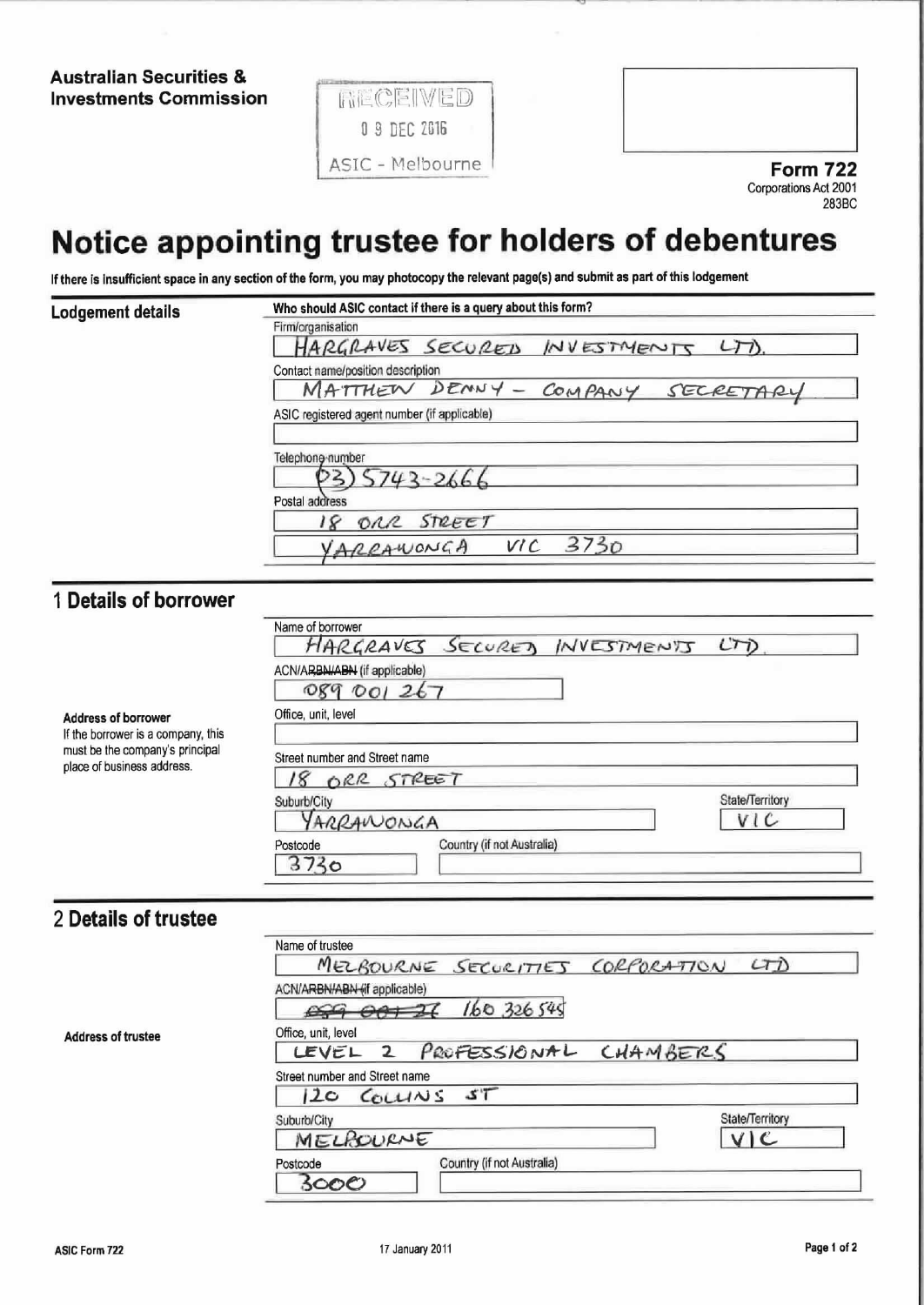**Australian Securities & Investments Commission**

RECEIVED
09 DEC 2016
ASIC - Melbourne

**Form 722**
Corporations Act 2001
283BC

# Notice appointing trustee for holders of debentures

**If there is insufficient space in any section of the form, you may photocopy the relevant page(s) and submit as part of this lodgement**

## Lodgement details

**Who should ASIC contact if there is a query about this form?**

Firm/organisation
HARGRAVES SECURED INVESTMENTS LTD.

Contact name/position description
MATTHEW DENNY - COMPANY SECRETARY

ASIC registered agent number (if applicable)

Telephone number
(03) 5743-2666

Postal address
18 ORR STREET
YARRAWONGA VIC 3730

## 1 Details of borrower

Name of borrower
HARGRAVES SECURED INVESTMENTS LTD.

ACN/~~ARBN/ABN~~ (if applicable)
089 001 267

**Address of borrower**
If the borrower is a company, this must be the company's principal place of business address.

Office, unit, level

Street number and Street name
18 ORR STREET

Suburb/City
YARRAWONGA

State/Territory
VIC

Postcode
3730

Country (if not Australia)

## 2 Details of trustee

Name of trustee
MELBOURNE SECURITIES CORPORATION LTD

ACN/~~ARBN/ABN~~ (if applicable)
~~089 001 26~~ 160 326 545

**Address of trustee**

Office, unit, level
LEVEL 2 PROFESSIONAL CHAMBERS

Street number and Street name
120 COLLINS ST

Suburb/City
MELBOURNE

State/Territory
VIC

Postcode
3000

Country (if not Australia)

ASIC Form 722 17 January 2011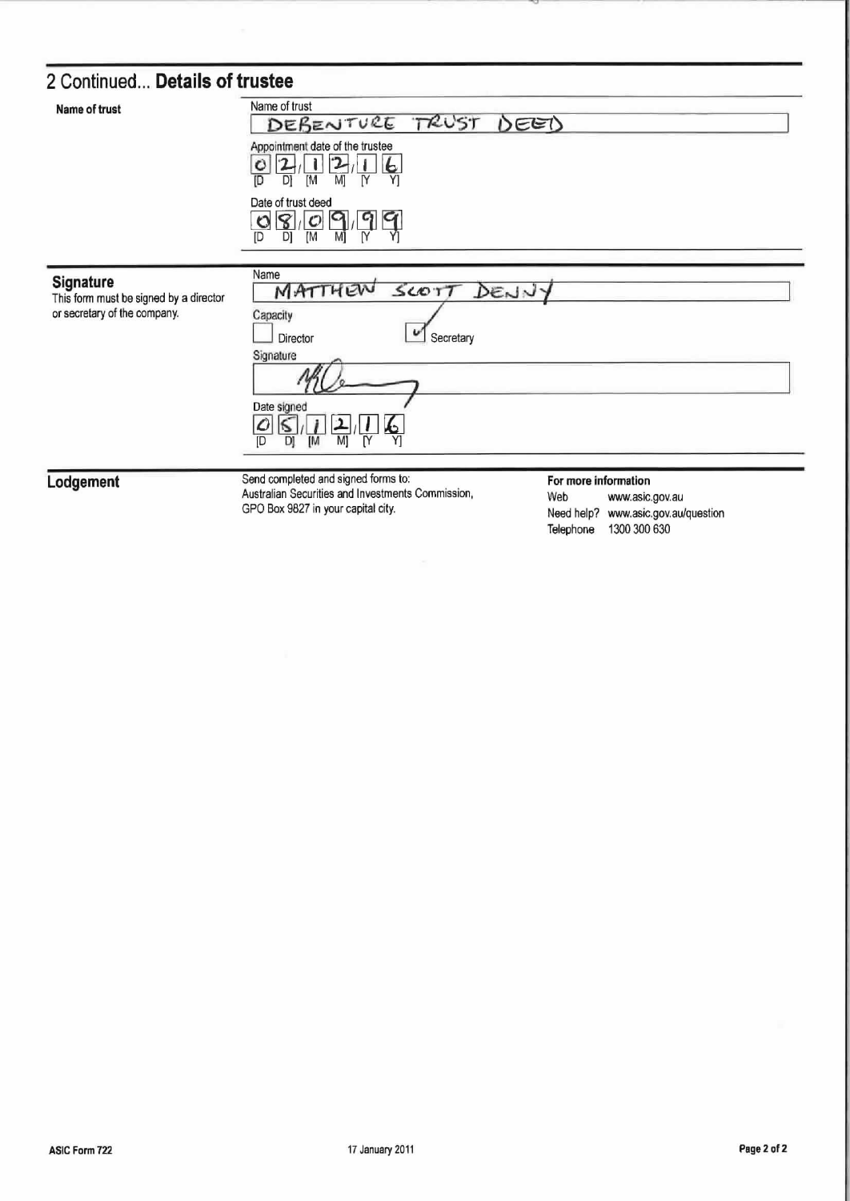## 2 Continued... **Details of trustee**

**Name of trust**

Name of trust

DEBENTURE TRUST DEED

Appointment date of the trustee

02/12/16
[D D] [M M] [Y Y]

Date of trust deed

08/09/99
[D D] [M M] [Y Y]

### Signature

This form must be signed by a director or secretary of the company.

Name

MATTHEW SCOTT DENNY

Capacity

☐ Director ☑ Secretary

Signature

Date signed

05/12/16
[D D] [M M] [Y Y]

### Lodgement

Send completed and signed forms to:
Australian Securities and Investments Commission,
GPO Box 9827 in your capital city.

**For more information**

Web www.asic.gov.au
Need help? www.asic.gov.au/question
Telephone 1300 300 630

ASIC Form 722 17 January 2011